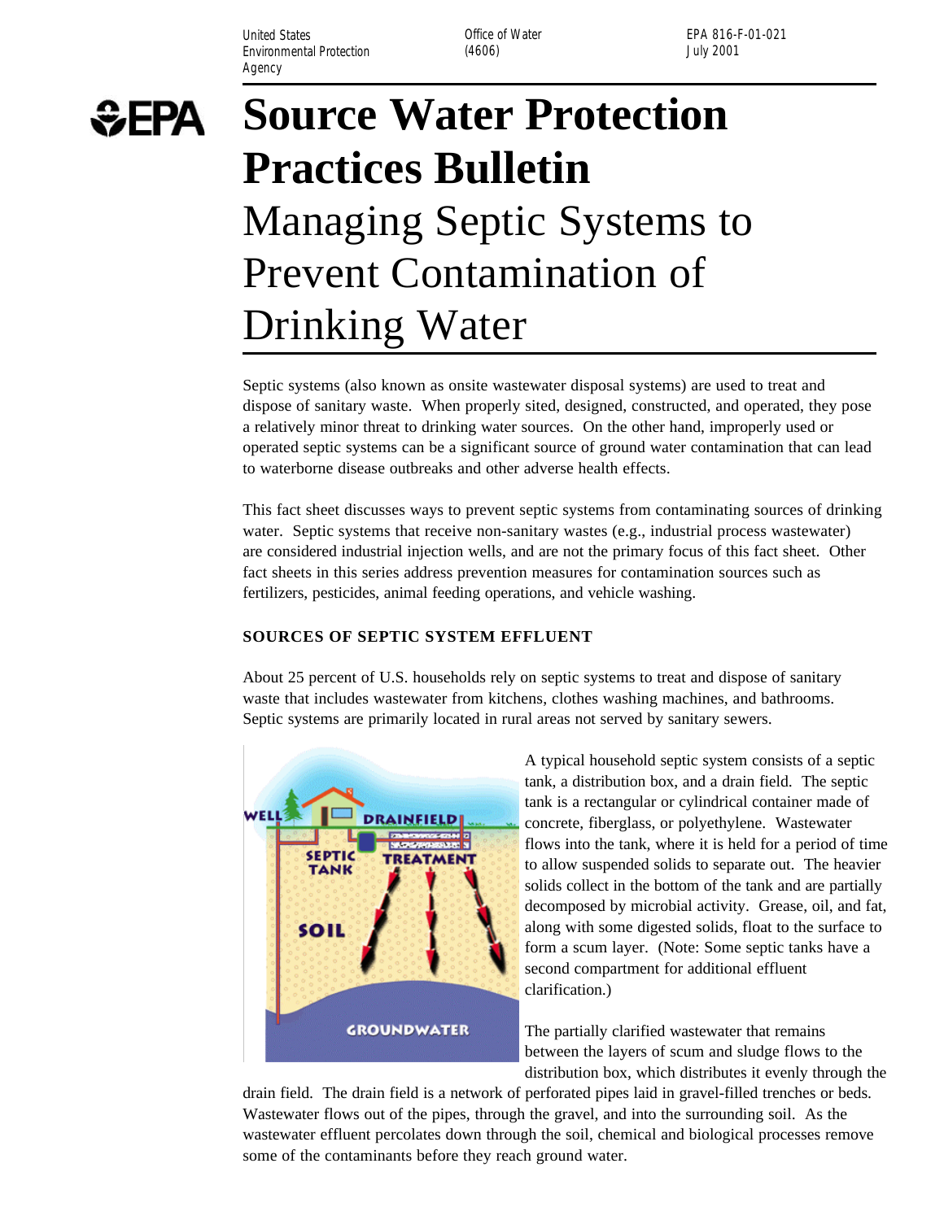United States Environmental Protection Agency | Office of Water (4606) | EPA 816-F-01-021 July 2001

# Source Water Protection Practices Bulletin

## Managing Septic Systems to Prevent Contamination of Drinking Water

Septic systems (also known as onsite wastewater disposal systems) are used to treat and dispose of sanitary waste. When properly sited, designed, constructed, and operated, they pose a relatively minor threat to drinking water sources. On the other hand, improperly used or operated septic systems can be a significant source of ground water contamination that can lead to waterborne disease outbreaks and other adverse health effects.

This fact sheet discusses ways to prevent septic systems from contaminating sources of drinking water. Septic systems that receive non-sanitary wastes (e.g., industrial process wastewater) are considered industrial injection wells, and are not the primary focus of this fact sheet. Other fact sheets in this series address prevention measures for contamination sources such as fertilizers, pesticides, animal feeding operations, and vehicle washing.

### SOURCES OF SEPTIC SYSTEM EFFLUENT

About 25 percent of U.S. households rely on septic systems to treat and dispose of sanitary waste that includes wastewater from kitchens, clothes washing machines, and bathrooms. Septic systems are primarily located in rural areas not served by sanitary sewers.

A typical household septic system consists of a septic tank, a distribution box, and a drain field. The septic tank is a rectangular or cylindrical container made of concrete, fiberglass, or polyethylene. Wastewater flows into the tank, where it is held for a period of time to allow suspended solids to separate out. The heavier solids collect in the bottom of the tank and are partially decomposed by microbial activity. Grease, oil, and fat, along with some digested solids, float to the surface to form a scum layer. (Note: Some septic tanks have a second compartment for additional effluent clarification.)

The partially clarified wastewater that remains between the layers of scum and sludge flows to the distribution box, which distributes it evenly through the drain field. The drain field is a network of perforated pipes laid in gravel-filled trenches or beds. Wastewater flows out of the pipes, through the gravel, and into the surrounding soil. As the wastewater effluent percolates down through the soil, chemical and biological processes remove some of the contaminants before they reach ground water.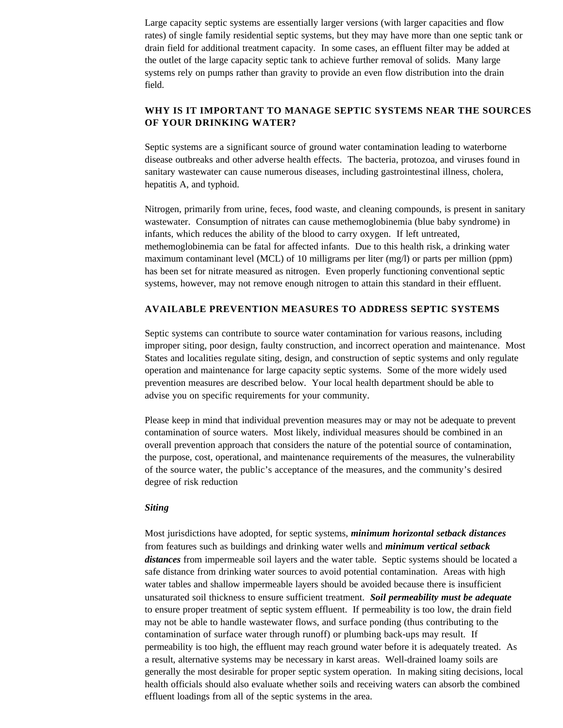Large capacity septic systems are essentially larger versions (with larger capacities and flow rates) of single family residential septic systems, but they may have more than one septic tank or drain field for additional treatment capacity. In some cases, an effluent filter may be added at the outlet of the large capacity septic tank to achieve further removal of solids. Many large systems rely on pumps rather than gravity to provide an even flow distribution into the drain field.

## WHY IS IT IMPORTANT TO MANAGE SEPTIC SYSTEMS NEAR THE SOURCES OF YOUR DRINKING WATER?

Septic systems are a significant source of ground water contamination leading to waterborne disease outbreaks and other adverse health effects. The bacteria, protozoa, and viruses found in sanitary wastewater can cause numerous diseases, including gastrointestinal illness, cholera, hepatitis A, and typhoid.

Nitrogen, primarily from urine, feces, food waste, and cleaning compounds, is present in sanitary wastewater. Consumption of nitrates can cause methemoglobinemia (blue baby syndrome) in infants, which reduces the ability of the blood to carry oxygen. If left untreated, methemoglobinemia can be fatal for affected infants. Due to this health risk, a drinking water maximum contaminant level (MCL) of 10 milligrams per liter (mg/l) or parts per million (ppm) has been set for nitrate measured as nitrogen. Even properly functioning conventional septic systems, however, may not remove enough nitrogen to attain this standard in their effluent.

## AVAILABLE PREVENTION MEASURES TO ADDRESS SEPTIC SYSTEMS

Septic systems can contribute to source water contamination for various reasons, including improper siting, poor design, faulty construction, and incorrect operation and maintenance. Most States and localities regulate siting, design, and construction of septic systems and only regulate operation and maintenance for large capacity septic systems. Some of the more widely used prevention measures are described below. Your local health department should be able to advise you on specific requirements for your community.

Please keep in mind that individual prevention measures may or may not be adequate to prevent contamination of source waters. Most likely, individual measures should be combined in an overall prevention approach that considers the nature of the potential source of contamination, the purpose, cost, operational, and maintenance requirements of the measures, the vulnerability of the source water, the public's acceptance of the measures, and the community's desired degree of risk reduction

### *Siting*

Most jurisdictions have adopted, for septic systems, ***minimum horizontal setback distances*** from features such as buildings and drinking water wells and ***minimum vertical setback distances*** from impermeable soil layers and the water table. Septic systems should be located a safe distance from drinking water sources to avoid potential contamination. Areas with high water tables and shallow impermeable layers should be avoided because there is insufficient unsaturated soil thickness to ensure sufficient treatment. ***Soil permeability must be adequate*** to ensure proper treatment of septic system effluent. If permeability is too low, the drain field may not be able to handle wastewater flows, and surface ponding (thus contributing to the contamination of surface water through runoff) or plumbing back-ups may result. If permeability is too high, the effluent may reach ground water before it is adequately treated. As a result, alternative systems may be necessary in karst areas. Well-drained loamy soils are generally the most desirable for proper septic system operation. In making siting decisions, local health officials should also evaluate whether soils and receiving waters can absorb the combined effluent loadings from all of the septic systems in the area.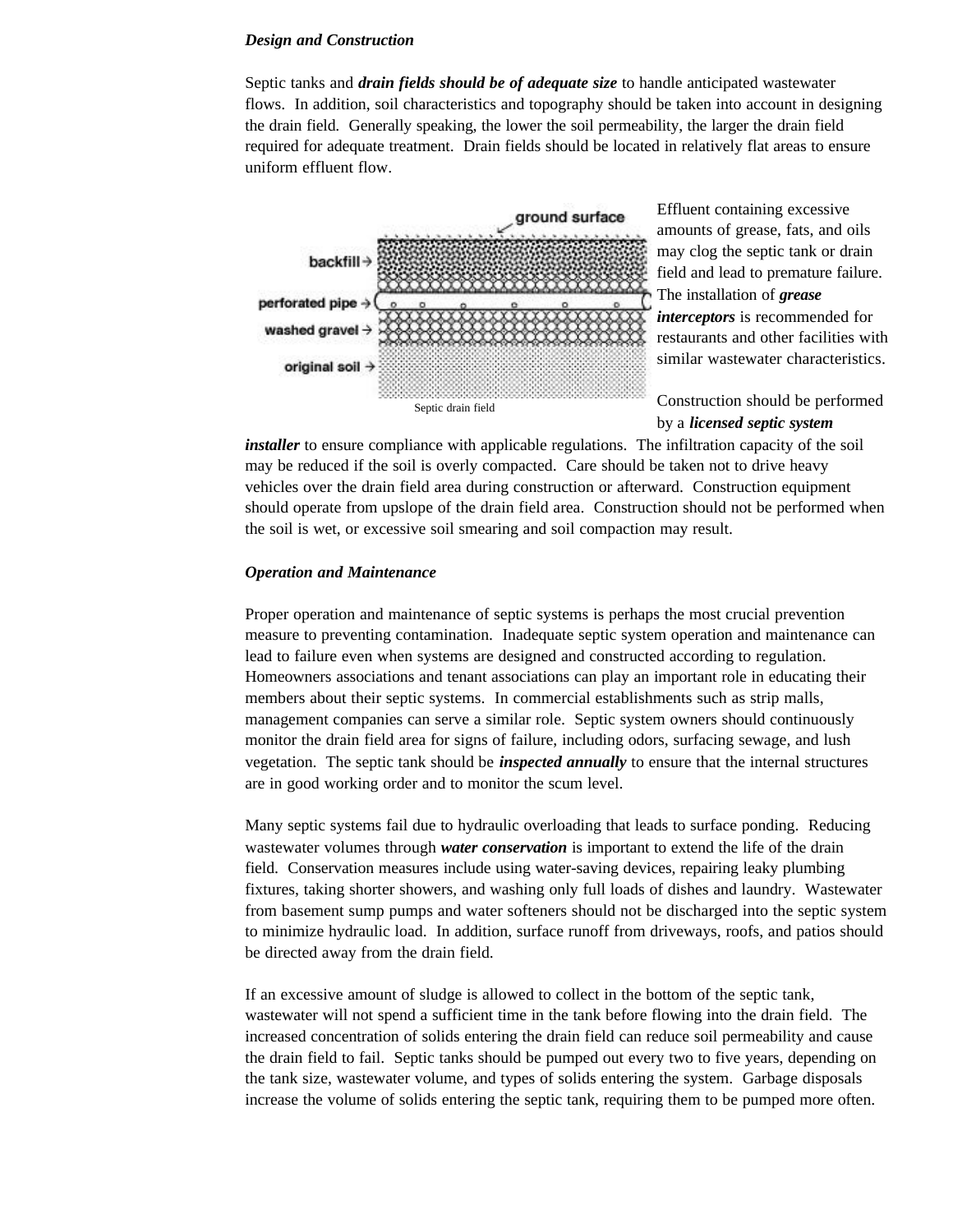***Design and Construction***

Septic tanks and ***drain fields should be of adequate size*** to handle anticipated wastewater flows. In addition, soil characteristics and topography should be taken into account in designing the drain field. Generally speaking, the lower the soil permeability, the larger the drain field required for adequate treatment. Drain fields should be located in relatively flat areas to ensure uniform effluent flow.

Septic drain field

Effluent containing excessive amounts of grease, fats, and oils may clog the septic tank or drain field and lead to premature failure. The installation of ***grease interceptors*** is recommended for restaurants and other facilities with similar wastewater characteristics.

Construction should be performed by a ***licensed septic system installer*** to ensure compliance with applicable regulations. The infiltration capacity of the soil may be reduced if the soil is overly compacted. Care should be taken not to drive heavy vehicles over the drain field area during construction or afterward. Construction equipment should operate from upslope of the drain field area. Construction should not be performed when the soil is wet, or excessive soil smearing and soil compaction may result.

***Operation and Maintenance***

Proper operation and maintenance of septic systems is perhaps the most crucial prevention measure to preventing contamination. Inadequate septic system operation and maintenance can lead to failure even when systems are designed and constructed according to regulation. Homeowners associations and tenant associations can play an important role in educating their members about their septic systems. In commercial establishments such as strip malls, management companies can serve a similar role. Septic system owners should continuously monitor the drain field area for signs of failure, including odors, surfacing sewage, and lush vegetation. The septic tank should be ***inspected annually*** to ensure that the internal structures are in good working order and to monitor the scum level.

Many septic systems fail due to hydraulic overloading that leads to surface ponding. Reducing wastewater volumes through ***water conservation*** is important to extend the life of the drain field. Conservation measures include using water-saving devices, repairing leaky plumbing fixtures, taking shorter showers, and washing only full loads of dishes and laundry. Wastewater from basement sump pumps and water softeners should not be discharged into the septic system to minimize hydraulic load. In addition, surface runoff from driveways, roofs, and patios should be directed away from the drain field.

If an excessive amount of sludge is allowed to collect in the bottom of the septic tank, wastewater will not spend a sufficient time in the tank before flowing into the drain field. The increased concentration of solids entering the drain field can reduce soil permeability and cause the drain field to fail. Septic tanks should be pumped out every two to five years, depending on the tank size, wastewater volume, and types of solids entering the system. Garbage disposals increase the volume of solids entering the septic tank, requiring them to be pumped more often.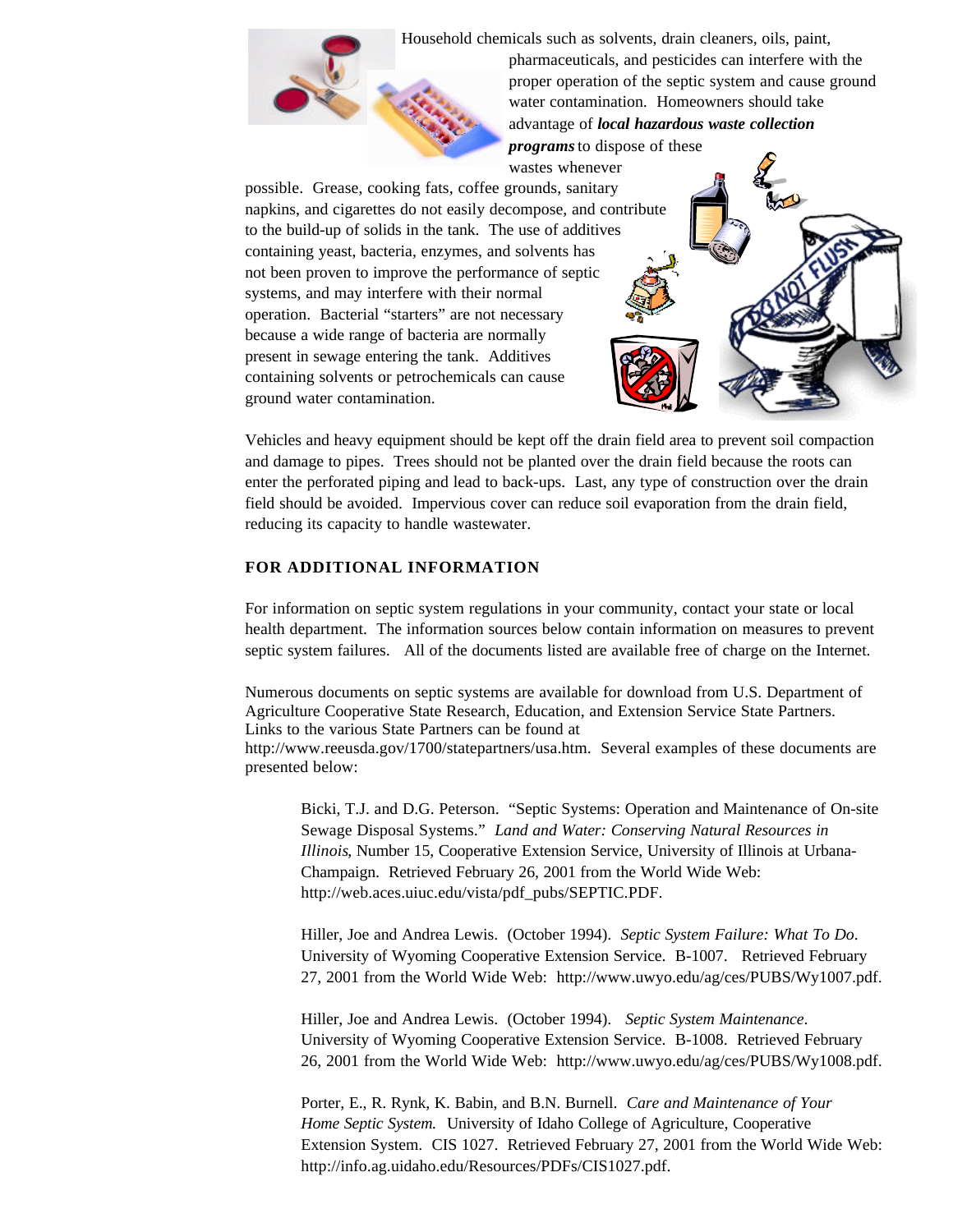Household chemicals such as solvents, drain cleaners, oils, paint, pharmaceuticals, and pesticides can interfere with the proper operation of the septic system and cause ground water contamination. Homeowners should take advantage of ***local hazardous waste collection programs*** to dispose of these wastes whenever possible. Grease, cooking fats, coffee grounds, sanitary napkins, and cigarettes do not easily decompose, and contribute to the build-up of solids in the tank. The use of additives containing yeast, bacteria, enzymes, and solvents has not been proven to improve the performance of septic systems, and may interfere with their normal operation. Bacterial "starters" are not necessary because a wide range of bacteria are normally present in sewage entering the tank. Additives containing solvents or petrochemicals can cause ground water contamination.

Vehicles and heavy equipment should be kept off the drain field area to prevent soil compaction and damage to pipes. Trees should not be planted over the drain field because the roots can enter the perforated piping and lead to back-ups. Last, any type of construction over the drain field should be avoided. Impervious cover can reduce soil evaporation from the drain field, reducing its capacity to handle wastewater.

## FOR ADDITIONAL INFORMATION

For information on septic system regulations in your community, contact your state or local health department. The information sources below contain information on measures to prevent septic system failures. All of the documents listed are available free of charge on the Internet.

Numerous documents on septic systems are available for download from U.S. Department of Agriculture Cooperative State Research, Education, and Extension Service State Partners. Links to the various State Partners can be found at http://www.reeusda.gov/1700/statepartners/usa.htm. Several examples of these documents are presented below:

> Bicki, T.J. and D.G. Peterson. "Septic Systems: Operation and Maintenance of On-site Sewage Disposal Systems." *Land and Water: Conserving Natural Resources in Illinois*, Number 15, Cooperative Extension Service, University of Illinois at Urbana-Champaign. Retrieved February 26, 2001 from the World Wide Web: http://web.aces.uiuc.edu/vista/pdf_pubs/SEPTIC.PDF.
>
> Hiller, Joe and Andrea Lewis. (October 1994). *Septic System Failure: What To Do*. University of Wyoming Cooperative Extension Service. B-1007. Retrieved February 27, 2001 from the World Wide Web: http://www.uwyo.edu/ag/ces/PUBS/Wy1007.pdf.
>
> Hiller, Joe and Andrea Lewis. (October 1994). *Septic System Maintenance*. University of Wyoming Cooperative Extension Service. B-1008. Retrieved February 26, 2001 from the World Wide Web: http://www.uwyo.edu/ag/ces/PUBS/Wy1008.pdf.
>
> Porter, E., R. Rynk, K. Babin, and B.N. Burnell. *Care and Maintenance of Your Home Septic System.* University of Idaho College of Agriculture, Cooperative Extension System. CIS 1027. Retrieved February 27, 2001 from the World Wide Web: http://info.ag.uidaho.edu/Resources/PDFs/CIS1027.pdf.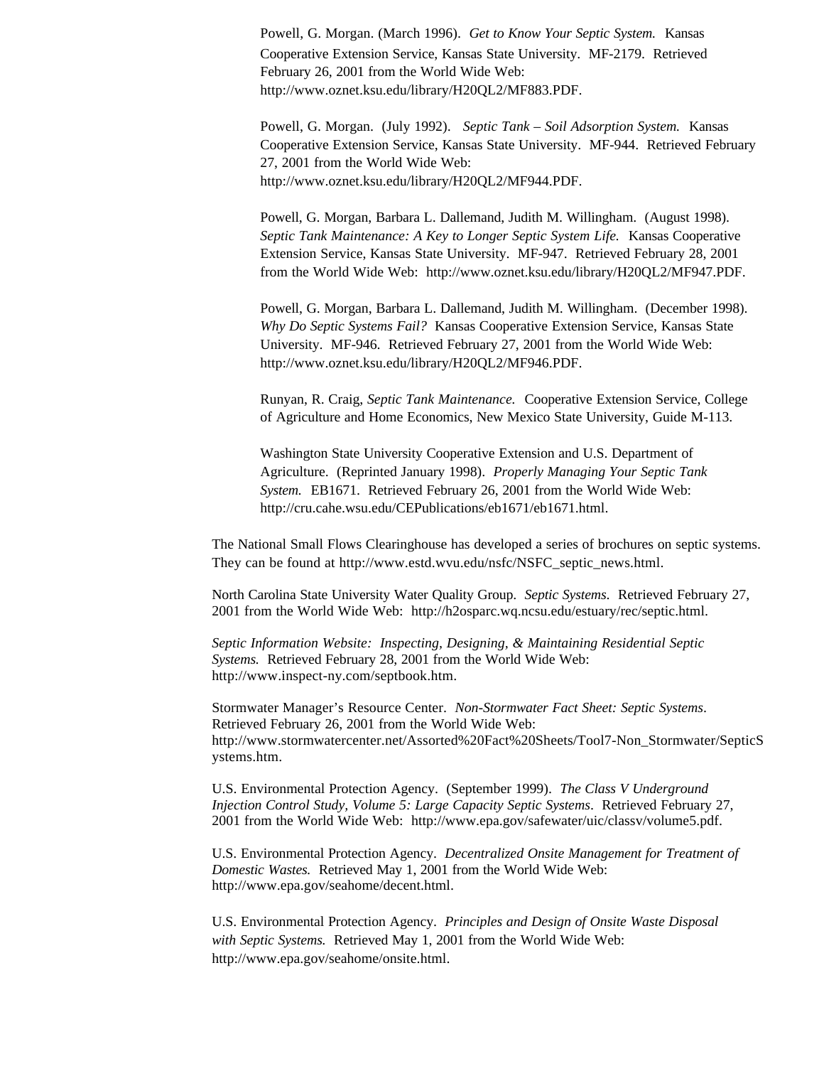Powell, G. Morgan. (March 1996). *Get to Know Your Septic System.* Kansas Cooperative Extension Service, Kansas State University. MF-2179. Retrieved February 26, 2001 from the World Wide Web: http://www.oznet.ksu.edu/library/H20QL2/MF883.PDF.

Powell, G. Morgan. (July 1992). *Septic Tank – Soil Adsorption System.* Kansas Cooperative Extension Service, Kansas State University. MF-944. Retrieved February 27, 2001 from the World Wide Web: http://www.oznet.ksu.edu/library/H20QL2/MF944.PDF.

Powell, G. Morgan, Barbara L. Dallemand, Judith M. Willingham. (August 1998). *Septic Tank Maintenance: A Key to Longer Septic System Life.* Kansas Cooperative Extension Service, Kansas State University. MF-947. Retrieved February 28, 2001 from the World Wide Web: http://www.oznet.ksu.edu/library/H20QL2/MF947.PDF.

Powell, G. Morgan, Barbara L. Dallemand, Judith M. Willingham. (December 1998). *Why Do Septic Systems Fail?* Kansas Cooperative Extension Service, Kansas State University. MF-946. Retrieved February 27, 2001 from the World Wide Web: http://www.oznet.ksu.edu/library/H20QL2/MF946.PDF.

Runyan, R. Craig, *Septic Tank Maintenance.* Cooperative Extension Service, College of Agriculture and Home Economics, New Mexico State University, Guide M-113.

Washington State University Cooperative Extension and U.S. Department of Agriculture. (Reprinted January 1998). *Properly Managing Your Septic Tank System.* EB1671. Retrieved February 26, 2001 from the World Wide Web: http://cru.cahe.wsu.edu/CEPublications/eb1671/eb1671.html.

The National Small Flows Clearinghouse has developed a series of brochures on septic systems. They can be found at http://www.estd.wvu.edu/nsfc/NSFC_septic_news.html.

North Carolina State University Water Quality Group. *Septic Systems*. Retrieved February 27, 2001 from the World Wide Web: http://h2osparc.wq.ncsu.edu/estuary/rec/septic.html.

*Septic Information Website: Inspecting, Designing, & Maintaining Residential Septic Systems.* Retrieved February 28, 2001 from the World Wide Web: http://www.inspect-ny.com/septbook.htm.

Stormwater Manager's Resource Center. *Non-Stormwater Fact Sheet: Septic Systems*. Retrieved February 26, 2001 from the World Wide Web: http://www.stormwatercenter.net/Assorted%20Fact%20Sheets/Tool7-Non_Stormwater/SepticSystems.htm.

U.S. Environmental Protection Agency. (September 1999). *The Class V Underground Injection Control Study, Volume 5: Large Capacity Septic Systems*. Retrieved February 27, 2001 from the World Wide Web: http://www.epa.gov/safewater/uic/classv/volume5.pdf.

U.S. Environmental Protection Agency. *Decentralized Onsite Management for Treatment of Domestic Wastes.* Retrieved May 1, 2001 from the World Wide Web: http://www.epa.gov/seahome/decent.html.

U.S. Environmental Protection Agency. *Principles and Design of Onsite Waste Disposal with Septic Systems.* Retrieved May 1, 2001 from the World Wide Web: http://www.epa.gov/seahome/onsite.html.